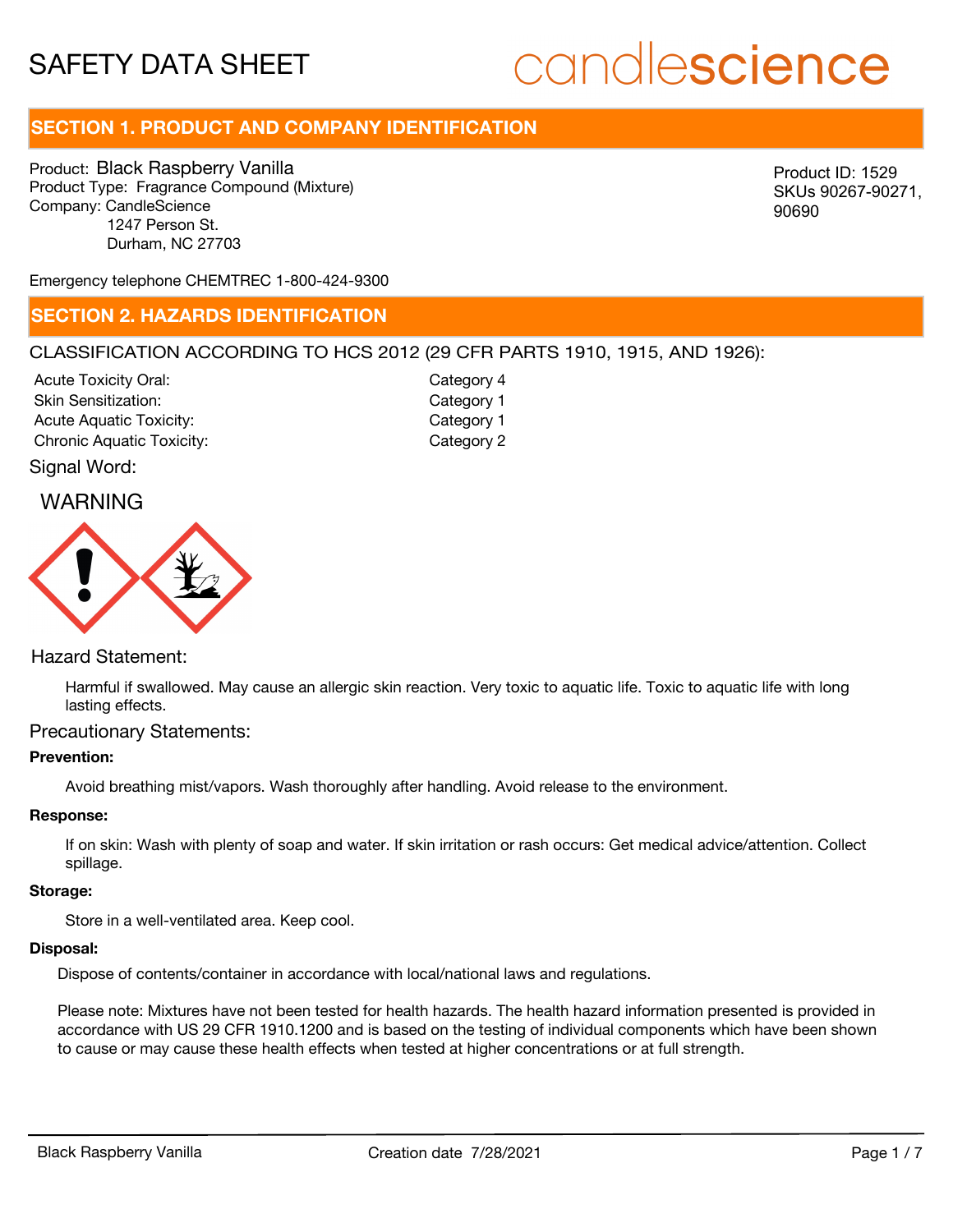# SAFETY DATA SHEET

candlescience

## SECTION 1. PRODUCT AND COMPANY IDENTIFICATION

Product: Black Raspberry Vanilla
Product Type: Fragrance Compound (Mixture)
Company: CandleScience
1247 Person St.
Durham, NC 27703

Product ID: 1529
SKUs 90267-90271, 90690

Emergency telephone CHEMTREC 1-800-424-9300

## SECTION 2. HAZARDS IDENTIFICATION

CLASSIFICATION ACCORDING TO HCS 2012 (29 CFR PARTS 1910, 1915, AND 1926):

| | |
|---|---|
| Acute Toxicity Oral: | Category 4 |
| Skin Sensitization: | Category 1 |
| Acute Aquatic Toxicity: | Category 1 |
| Chronic Aquatic Toxicity: | Category 2 |

Signal Word:

WARNING

Hazard Statement:

Harmful if swallowed. May cause an allergic skin reaction. Very toxic to aquatic life. Toxic to aquatic life with long lasting effects.

Precautionary Statements:

**Prevention:**

Avoid breathing mist/vapors. Wash thoroughly after handling. Avoid release to the environment.

**Response:**

If on skin: Wash with plenty of soap and water. If skin irritation or rash occurs: Get medical advice/attention. Collect spillage.

**Storage:**

Store in a well-ventilated area. Keep cool.

**Disposal:**

Dispose of contents/container in accordance with local/national laws and regulations.

Please note: Mixtures have not been tested for health hazards. The health hazard information presented is provided in accordance with US 29 CFR 1910.1200 and is based on the testing of individual components which have been shown to cause or may cause these health effects when tested at higher concentrations or at full strength.

Black Raspberry Vanilla    Creation date 7/28/2021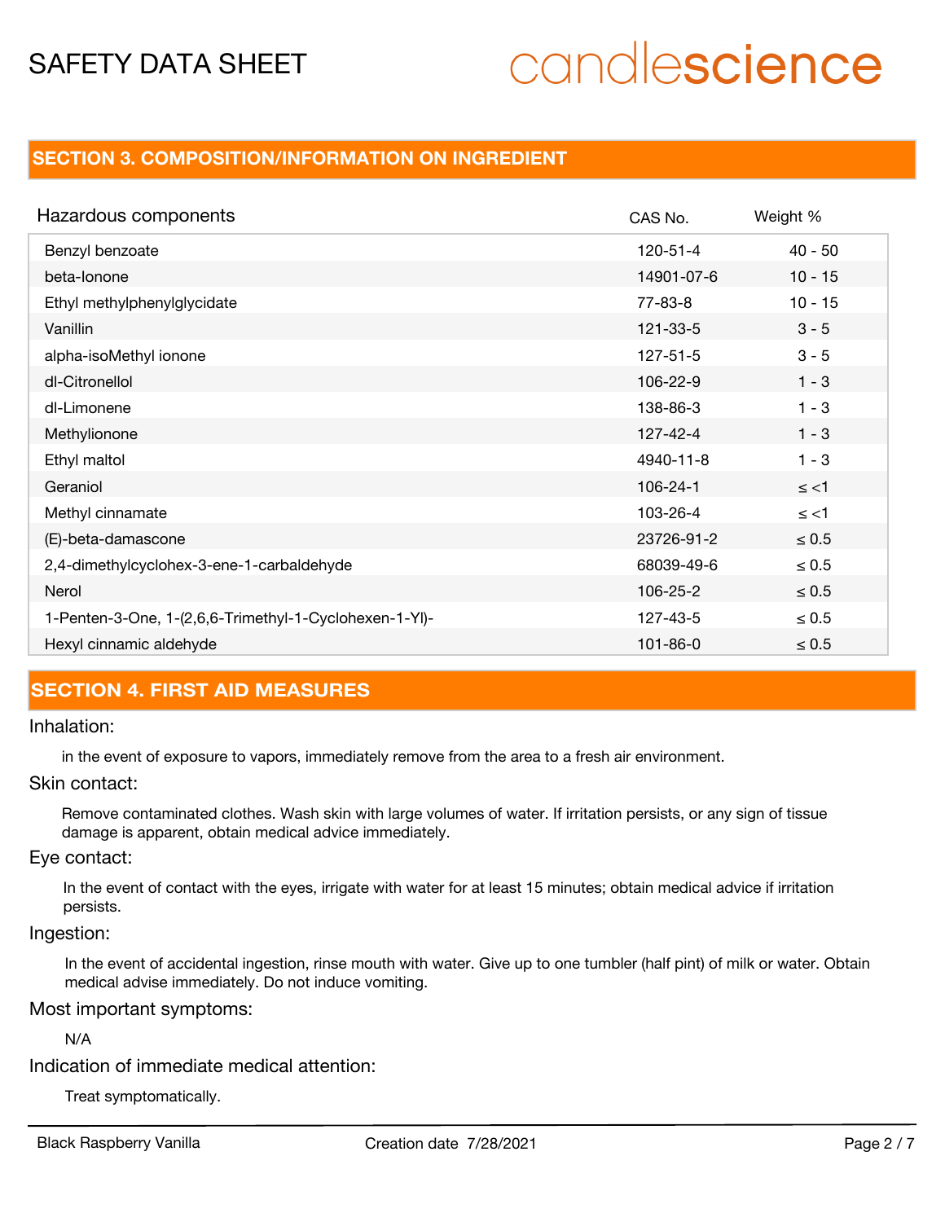## SECTION 3. COMPOSITION/INFORMATION ON INGREDIENT

| Hazardous components | CAS No. | Weight % |
|---|---|---|
| Benzyl benzoate | 120-51-4 | 40 - 50 |
| beta-Ionone | 14901-07-6 | 10 - 15 |
| Ethyl methylphenylglycidate | 77-83-8 | 10 - 15 |
| Vanillin | 121-33-5 | 3 - 5 |
| alpha-isoMethyl ionone | 127-51-5 | 3 - 5 |
| dl-Citronellol | 106-22-9 | 1 - 3 |
| dl-Limonene | 138-86-3 | 1 - 3 |
| Methylionone | 127-42-4 | 1 - 3 |
| Ethyl maltol | 4940-11-8 | 1 - 3 |
| Geraniol | 106-24-1 | ≤ <1 |
| Methyl cinnamate | 103-26-4 | ≤ <1 |
| (E)-beta-damascone | 23726-91-2 | ≤ 0.5 |
| 2,4-dimethylcyclohex-3-ene-1-carbaldehyde | 68039-49-6 | ≤ 0.5 |
| Nerol | 106-25-2 | ≤ 0.5 |
| 1-Penten-3-One, 1-(2,6,6-Trimethyl-1-Cyclohexen-1-Yl)- | 127-43-5 | ≤ 0.5 |
| Hexyl cinnamic aldehyde | 101-86-0 | ≤ 0.5 |

## SECTION 4. FIRST AID MEASURES

### Inhalation:

in the event of exposure to vapors, immediately remove from the area to a fresh air environment.

### Skin contact:

Remove contaminated clothes. Wash skin with large volumes of water. If irritation persists, or any sign of tissue damage is apparent, obtain medical advice immediately.

### Eye contact:

In the event of contact with the eyes, irrigate with water for at least 15 minutes; obtain medical advice if irritation persists.

### Ingestion:

In the event of accidental ingestion, rinse mouth with water. Give up to one tumbler (half pint) of milk or water. Obtain medical advise immediately. Do not induce vomiting.

### Most important symptoms:

N/A

### Indication of immediate medical attention:

Treat symptomatically.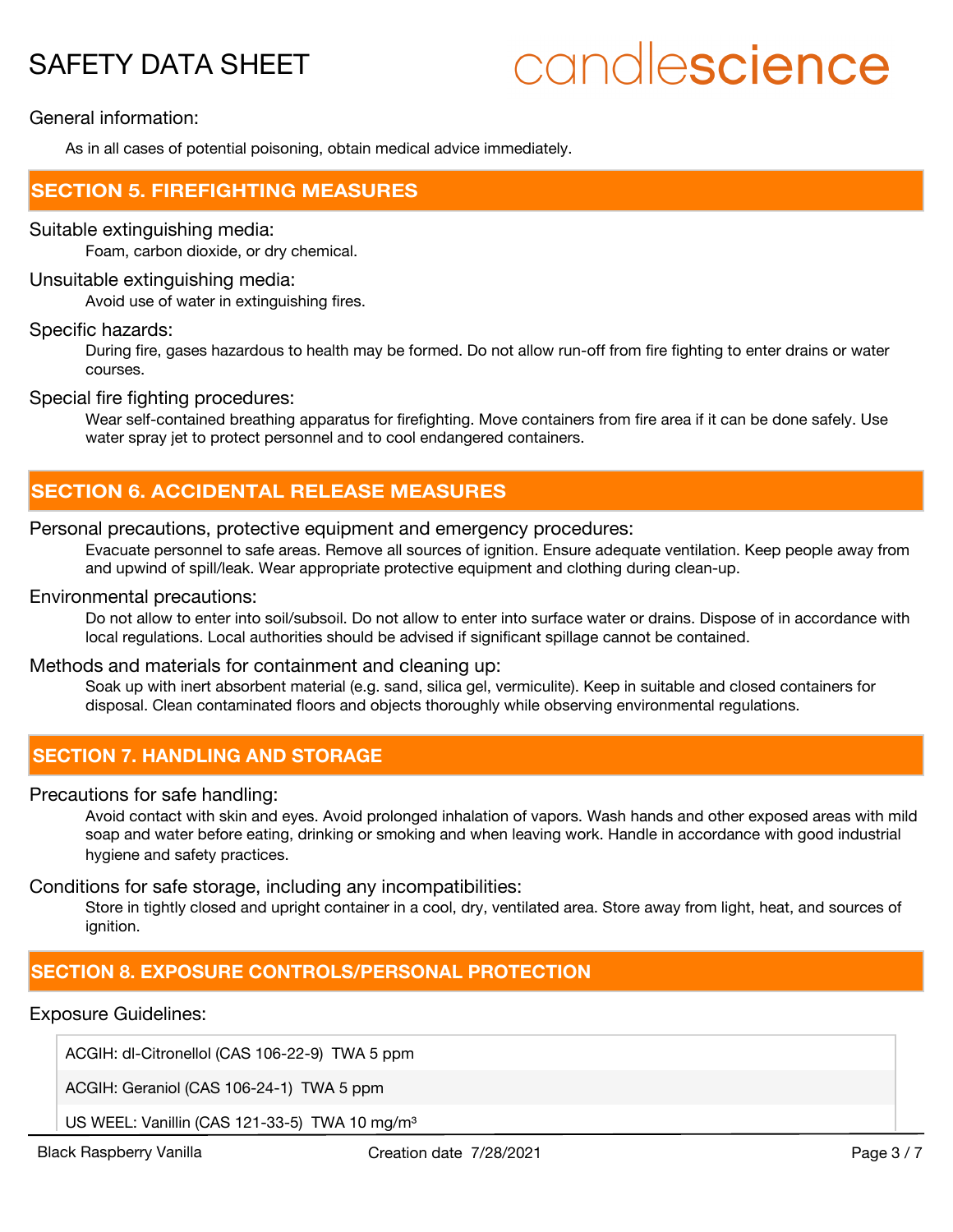General information:

As in all cases of potential poisoning, obtain medical advice immediately.

## SECTION 5. FIREFIGHTING MEASURES

Suitable extinguishing media:

Foam, carbon dioxide, or dry chemical.

Unsuitable extinguishing media:

Avoid use of water in extinguishing fires.

Specific hazards:

During fire, gases hazardous to health may be formed. Do not allow run-off from fire fighting to enter drains or water courses.

Special fire fighting procedures:

Wear self-contained breathing apparatus for firefighting. Move containers from fire area if it can be done safely. Use water spray jet to protect personnel and to cool endangered containers.

## SECTION 6. ACCIDENTAL RELEASE MEASURES

Personal precautions, protective equipment and emergency procedures:

Evacuate personnel to safe areas. Remove all sources of ignition. Ensure adequate ventilation. Keep people away from and upwind of spill/leak. Wear appropriate protective equipment and clothing during clean-up.

Environmental precautions:

Do not allow to enter into soil/subsoil. Do not allow to enter into surface water or drains. Dispose of in accordance with local regulations. Local authorities should be advised if significant spillage cannot be contained.

Methods and materials for containment and cleaning up:

Soak up with inert absorbent material (e.g. sand, silica gel, vermiculite). Keep in suitable and closed containers for disposal. Clean contaminated floors and objects thoroughly while observing environmental regulations.

## SECTION 7. HANDLING AND STORAGE

Precautions for safe handling:

Avoid contact with skin and eyes. Avoid prolonged inhalation of vapors. Wash hands and other exposed areas with mild soap and water before eating, drinking or smoking and when leaving work. Handle in accordance with good industrial hygiene and safety practices.

Conditions for safe storage, including any incompatibilities:

Store in tightly closed and upright container in a cool, dry, ventilated area. Store away from light, heat, and sources of ignition.

## SECTION 8. EXPOSURE CONTROLS/PERSONAL PROTECTION

Exposure Guidelines:

| |
|---|
| ACGIH: dl-Citronellol (CAS 106-22-9) TWA 5 ppm |
| ACGIH: Geraniol (CAS 106-24-1) TWA 5 ppm |
| US WEEL: Vanillin (CAS 121-33-5) TWA 10 mg/m³ |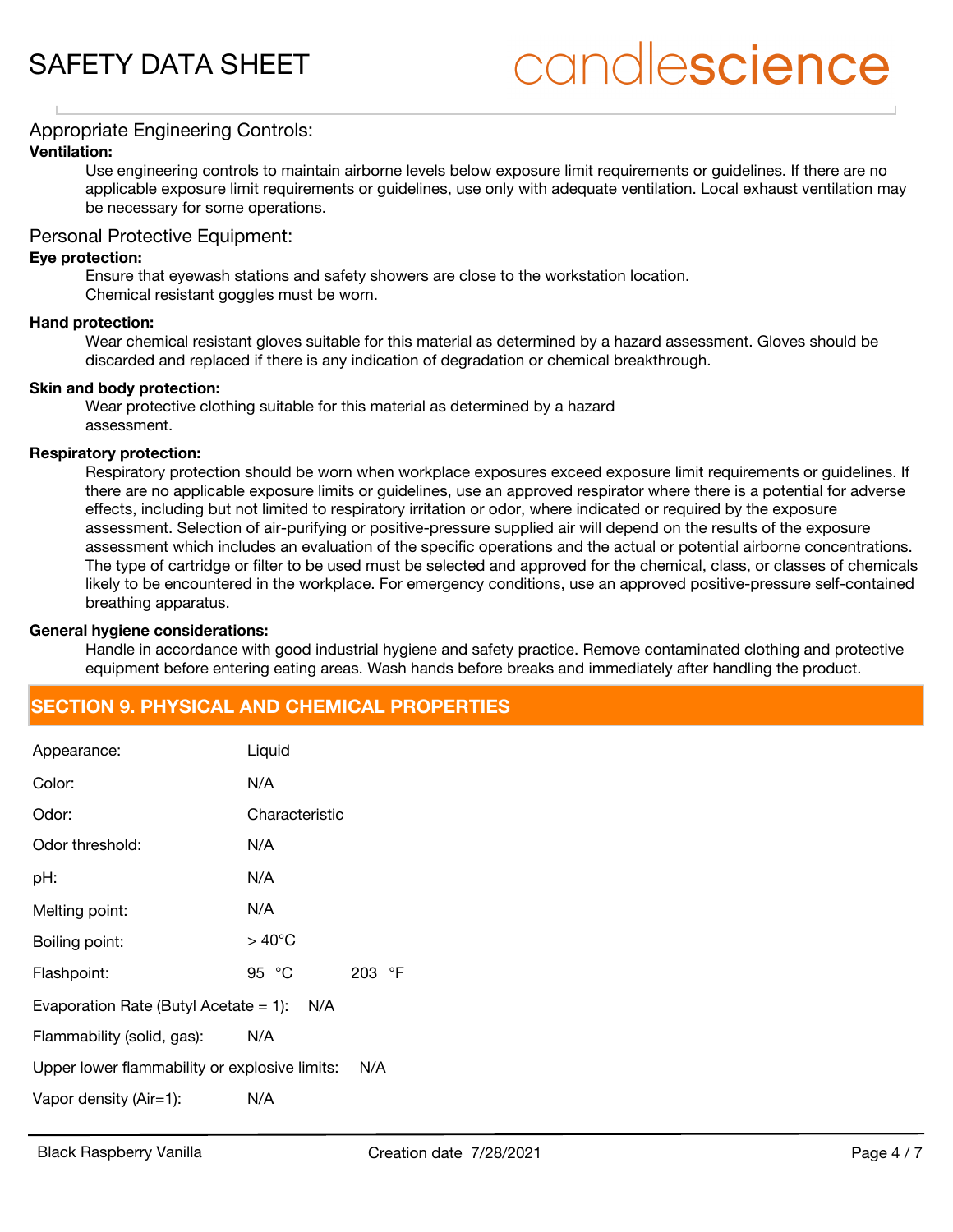## Appropriate Engineering Controls:

**Ventilation:**

Use engineering controls to maintain airborne levels below exposure limit requirements or guidelines. If there are no applicable exposure limit requirements or guidelines, use only with adequate ventilation. Local exhaust ventilation may be necessary for some operations.

## Personal Protective Equipment:

**Eye protection:**

Ensure that eyewash stations and safety showers are close to the workstation location.
Chemical resistant goggles must be worn.

**Hand protection:**

Wear chemical resistant gloves suitable for this material as determined by a hazard assessment. Gloves should be discarded and replaced if there is any indication of degradation or chemical breakthrough.

**Skin and body protection:**

Wear protective clothing suitable for this material as determined by a hazard assessment.

**Respiratory protection:**

Respiratory protection should be worn when workplace exposures exceed exposure limit requirements or guidelines. If there are no applicable exposure limits or guidelines, use an approved respirator where there is a potential for adverse effects, including but not limited to respiratory irritation or odor, where indicated or required by the exposure assessment. Selection of air-purifying or positive-pressure supplied air will depend on the results of the exposure assessment which includes an evaluation of the specific operations and the actual or potential airborne concentrations. The type of cartridge or filter to be used must be selected and approved for the chemical, class, or classes of chemicals likely to be encountered in the workplace. For emergency conditions, use an approved positive-pressure self-contained breathing apparatus.

**General hygiene considerations:**

Handle in accordance with good industrial hygiene and safety practice. Remove contaminated clothing and protective equipment before entering eating areas. Wash hands before breaks and immediately after handling the product.

## SECTION 9. PHYSICAL AND CHEMICAL PROPERTIES

Appearance: Liquid

Color: N/A

Odor: Characteristic

Odor threshold: N/A

pH: N/A

Melting point: N/A

Boiling point: > 40°C

Flashpoint: 95 °C 203 °F

Evaporation Rate (Butyl Acetate = 1): N/A

Flammability (solid, gas): N/A

Upper lower flammability or explosive limits: N/A

Vapor density (Air=1): N/A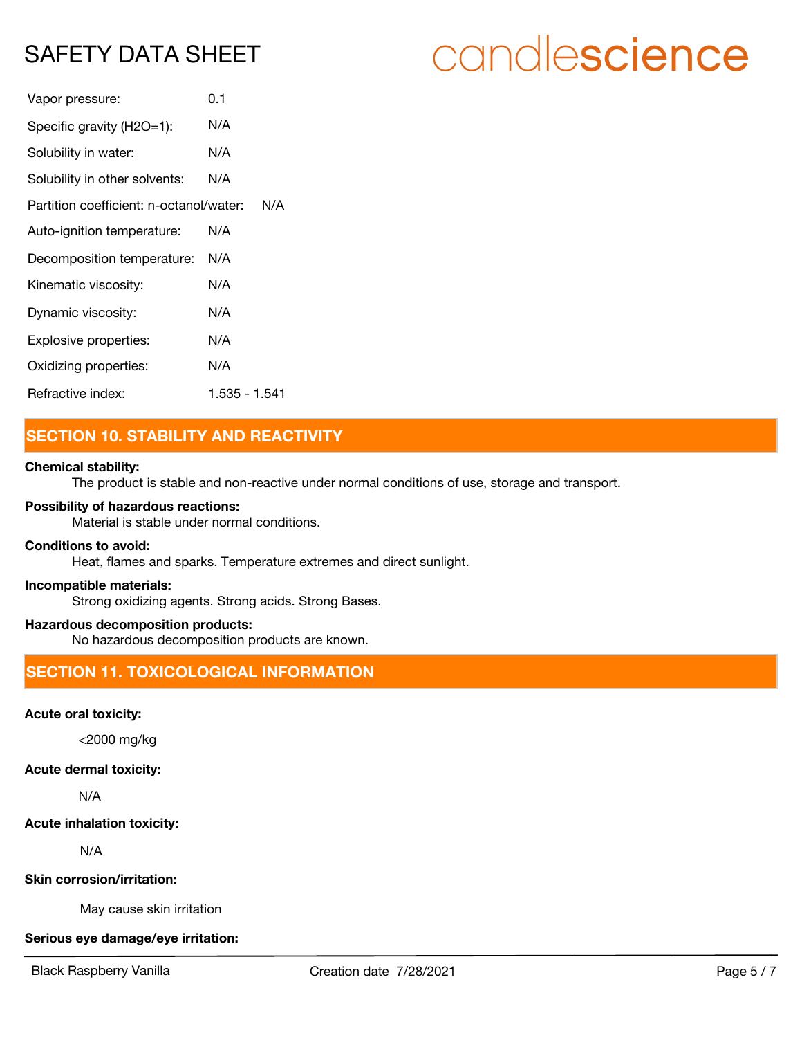| | |
|---|---|
| Vapor pressure: | 0.1 |
| Specific gravity (H2O=1): | N/A |
| Solubility in water: | N/A |
| Solubility in other solvents: | N/A |
| Partition coefficient: n-octanol/water: | N/A |
| Auto-ignition temperature: | N/A |
| Decomposition temperature: | N/A |
| Kinematic viscosity: | N/A |
| Dynamic viscosity: | N/A |
| Explosive properties: | N/A |
| Oxidizing properties: | N/A |
| Refractive index: | 1.535 - 1.541 |

## SECTION 10. STABILITY AND REACTIVITY

**Chemical stability:**
The product is stable and non-reactive under normal conditions of use, storage and transport.

**Possibility of hazardous reactions:**
Material is stable under normal conditions.

**Conditions to avoid:**
Heat, flames and sparks. Temperature extremes and direct sunlight.

**Incompatible materials:**
Strong oxidizing agents. Strong acids. Strong Bases.

**Hazardous decomposition products:**
No hazardous decomposition products are known.

## SECTION 11. TOXICOLOGICAL INFORMATION

**Acute oral toxicity:**

<2000 mg/kg

**Acute dermal toxicity:**

N/A

**Acute inhalation toxicity:**

N/A

**Skin corrosion/irritation:**

May cause skin irritation

**Serious eye damage/eye irritation:**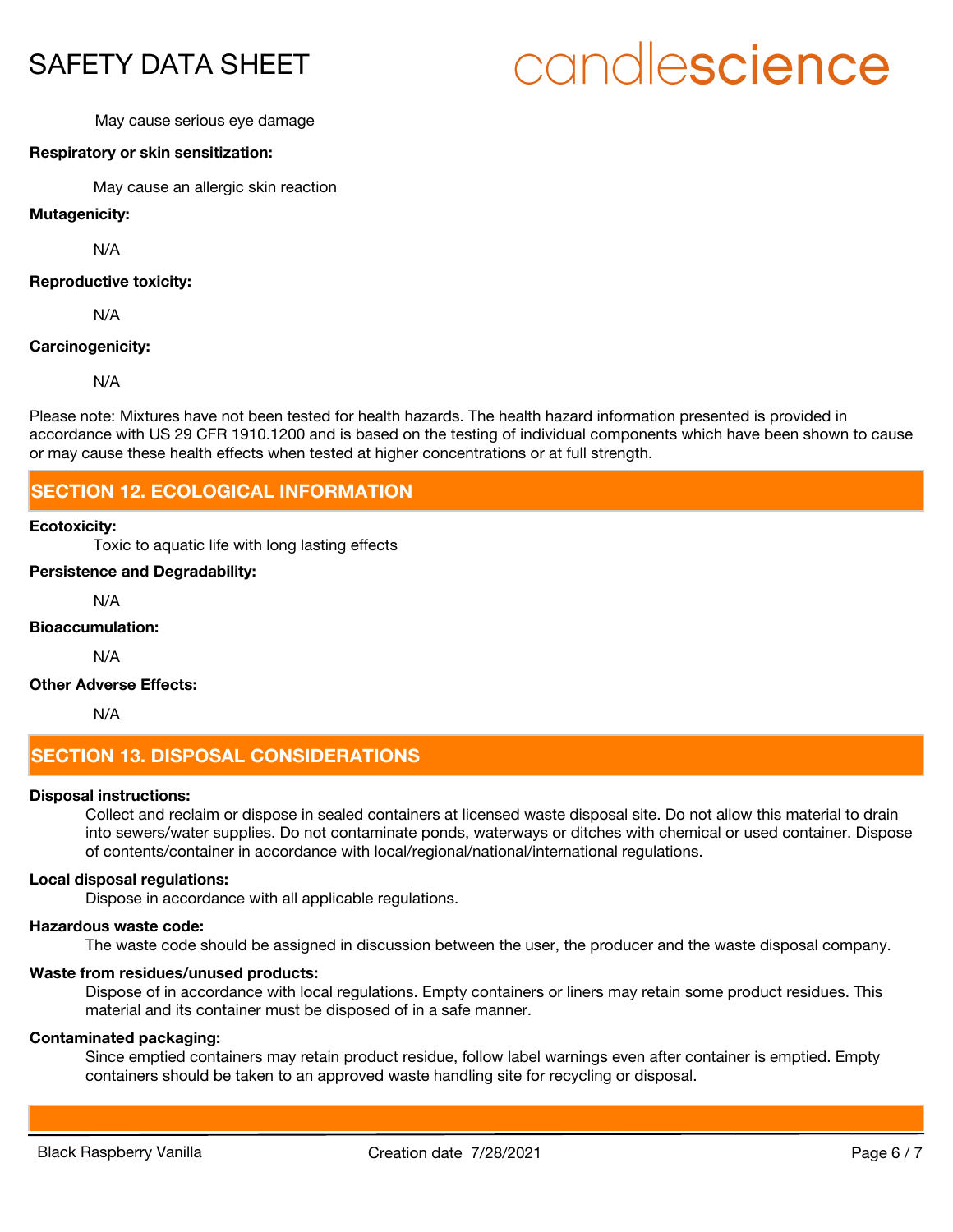May cause serious eye damage

**Respiratory or skin sensitization:**

May cause an allergic skin reaction

**Mutagenicity:**

N/A

**Reproductive toxicity:**

N/A

**Carcinogenicity:**

N/A

Please note: Mixtures have not been tested for health hazards. The health hazard information presented is provided in accordance with US 29 CFR 1910.1200 and is based on the testing of individual components which have been shown to cause or may cause these health effects when tested at higher concentrations or at full strength.

## SECTION 12. ECOLOGICAL INFORMATION

**Ecotoxicity:**

Toxic to aquatic life with long lasting effects

**Persistence and Degradability:**

N/A

**Bioaccumulation:**

N/A

**Other Adverse Effects:**

N/A

## SECTION 13. DISPOSAL CONSIDERATIONS

**Disposal instructions:**

Collect and reclaim or dispose in sealed containers at licensed waste disposal site. Do not allow this material to drain into sewers/water supplies. Do not contaminate ponds, waterways or ditches with chemical or used container. Dispose of contents/container in accordance with local/regional/national/international regulations.

**Local disposal regulations:**

Dispose in accordance with all applicable regulations.

**Hazardous waste code:**

The waste code should be assigned in discussion between the user, the producer and the waste disposal company.

**Waste from residues/unused products:**

Dispose of in accordance with local regulations. Empty containers or liners may retain some product residues. This material and its container must be disposed of in a safe manner.

**Contaminated packaging:**

Since emptied containers may retain product residue, follow label warnings even after container is emptied. Empty containers should be taken to an approved waste handling site for recycling or disposal.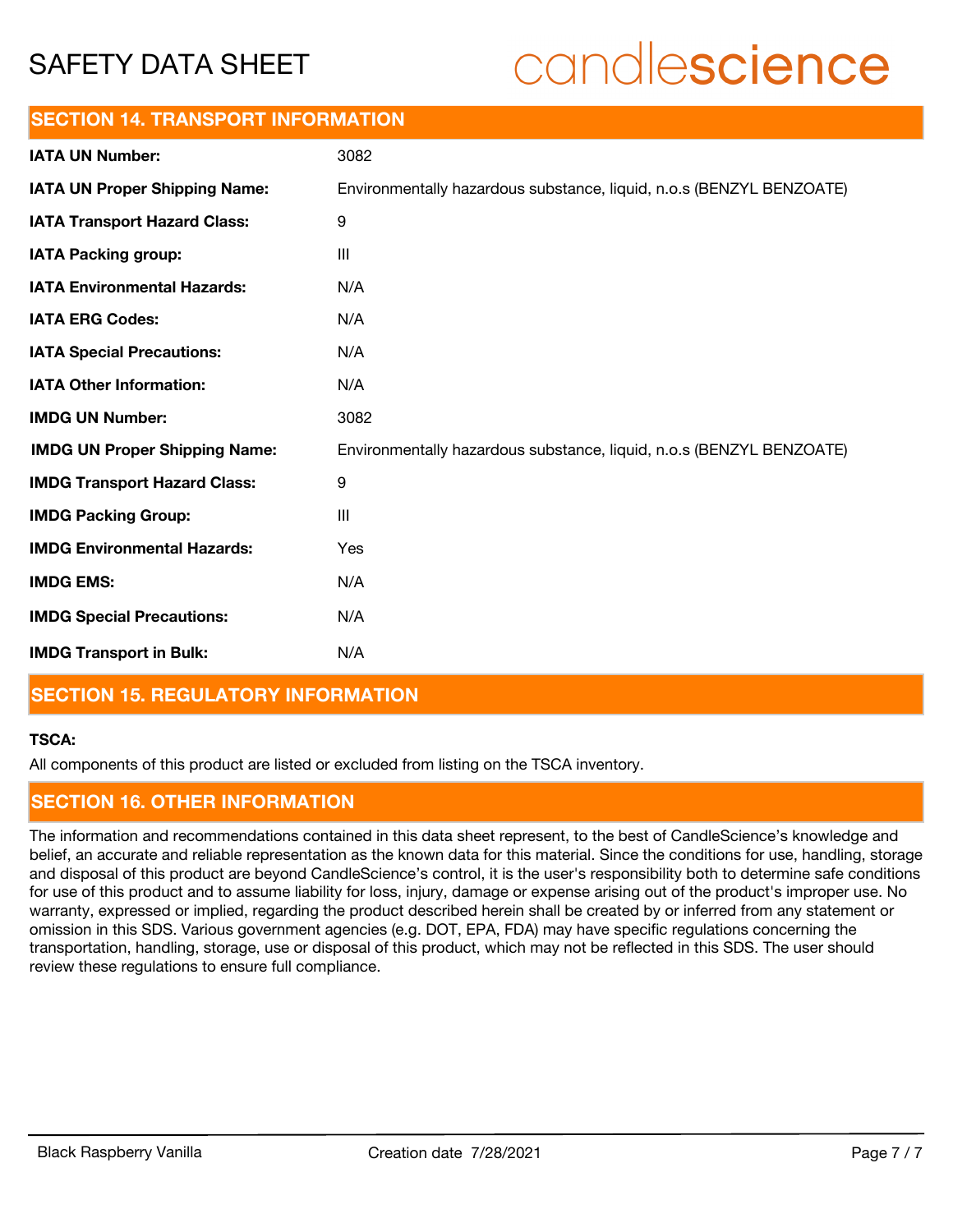## SECTION 14. TRANSPORT INFORMATION

| | |
|---|---|
| **IATA UN Number:** | 3082 |
| **IATA UN Proper Shipping Name:** | Environmentally hazardous substance, liquid, n.o.s (BENZYL BENZOATE) |
| **IATA Transport Hazard Class:** | 9 |
| **IATA Packing group:** | III |
| **IATA Environmental Hazards:** | N/A |
| **IATA ERG Codes:** | N/A |
| **IATA Special Precautions:** | N/A |
| **IATA Other Information:** | N/A |
| **IMDG UN Number:** | 3082 |
| **IMDG UN Proper Shipping Name:** | Environmentally hazardous substance, liquid, n.o.s (BENZYL BENZOATE) |
| **IMDG Transport Hazard Class:** | 9 |
| **IMDG Packing Group:** | III |
| **IMDG Environmental Hazards:** | Yes |
| **IMDG EMS:** | N/A |
| **IMDG Special Precautions:** | N/A |
| **IMDG Transport in Bulk:** | N/A |

## SECTION 15. REGULATORY INFORMATION

**TSCA:**

All components of this product are listed or excluded from listing on the TSCA inventory.

## SECTION 16. OTHER INFORMATION

The information and recommendations contained in this data sheet represent, to the best of CandleScience's knowledge and belief, an accurate and reliable representation as the known data for this material. Since the conditions for use, handling, storage and disposal of this product are beyond CandleScience's control, it is the user's responsibility both to determine safe conditions for use of this product and to assume liability for loss, injury, damage or expense arising out of the product's improper use. No warranty, expressed or implied, regarding the product described herein shall be created by or inferred from any statement or omission in this SDS. Various government agencies (e.g. DOT, EPA, FDA) may have specific regulations concerning the transportation, handling, storage, use or disposal of this product, which may not be reflected in this SDS. The user should review these regulations to ensure full compliance.